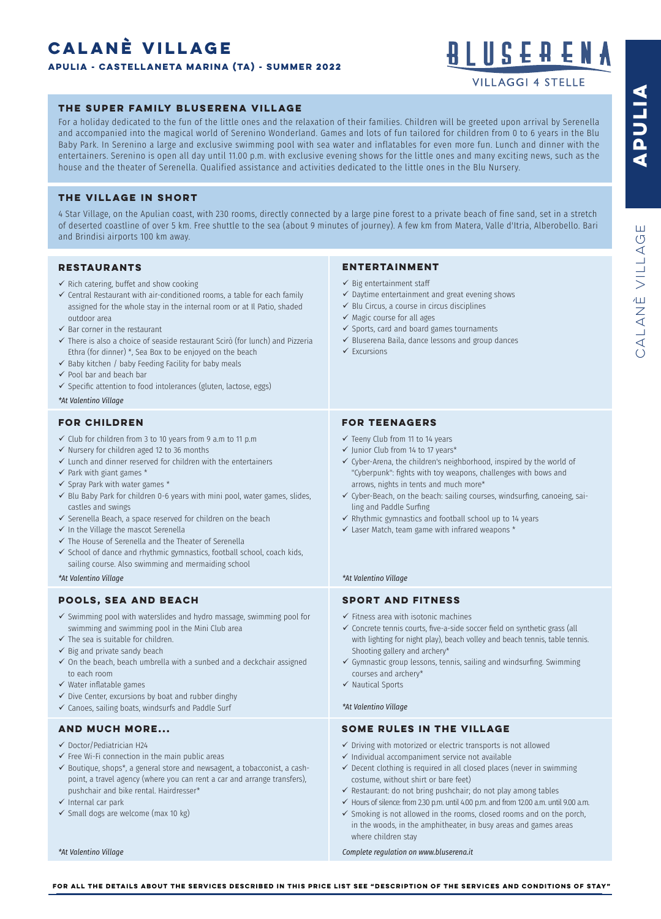# CALANÈ VILLAGE

**APULIA - CASTELLANETA MARINA (TA) - SUMMER 2022**

BLUSERENA
VILLAGGI 4 STELLE

## THE SUPER FAMILY BLUSERENA VILLAGE

For a holiday dedicated to the fun of the little ones and the relaxation of their families. Children will be greeted upon arrival by Serenella and accompanied into the magical world of Serenino Wonderland. Games and lots of fun tailored for children from 0 to 6 years in the Blu Baby Park. In Serenino a large and exclusive swimming pool with sea water and inflatables for even more fun. Lunch and dinner with the entertainers. Serenino is open all day until 11.00 p.m. with exclusive evening shows for the little ones and many exciting news, such as the house and the theater of Serenella. Qualified assistance and activities dedicated to the little ones in the Blu Nursery.

## THE VILLAGE IN SHORT

4 Star Village, on the Apulian coast, with 230 rooms, directly connected by a large pine forest to a private beach of fine sand, set in a stretch of deserted coastline of over 5 km. Free shuttle to the sea (about 9 minutes of journey). A few km from Matera, Valle d'Itria, Alberobello. Bari and Brindisi airports 100 km away.

## RESTAURANTS

- ✓ Rich catering, buffet and show cooking
- ✓ Central Restaurant with air-conditioned rooms, a table for each family assigned for the whole stay in the internal room or at Il Patio, shaded outdoor area
- ✓ Bar corner in the restaurant
- ✓ There is also a choice of seaside restaurant Scirò (for lunch) and Pizzeria Ethra (for dinner) *, Sea Box to be enjoyed on the beach
- ✓ Baby kitchen / baby Feeding Facility for baby meals
- ✓ Pool bar and beach bar
- ✓ Specific attention to food intolerances (gluten, lactose, eggs)

*\*At Valentino Village*

## ENTERTAINMENT

- ✓ Big entertainment staff
- ✓ Daytime entertainment and great evening shows
- ✓ Blu Circus, a course in circus disciplines
- ✓ Magic course for all ages
- ✓ Sports, card and board games tournaments
- ✓ Bluserena Baila, dance lessons and group dances
- ✓ Excursions

## FOR CHILDREN

- ✓ Club for children from 3 to 10 years from 9 a.m to 11 p.m
- ✓ Nursery for children aged 12 to 36 months
- ✓ Lunch and dinner reserved for children with the entertainers
- ✓ Park with giant games *
- ✓ Spray Park with water games *
- ✓ Blu Baby Park for children 0-6 years with mini pool, water games, slides, castles and swings
- ✓ Serenella Beach, a space reserved for children on the beach
- ✓ In the Village the mascot Serenella
- ✓ The House of Serenella and the Theater of Serenella
- ✓ School of dance and rhythmic gymnastics, football school, coach kids, sailing course. Also swimming and mermaiding school

*\*At Valentino Village*

## FOR TEENAGERS

- ✓ Teeny Club from 11 to 14 years
- ✓ Junior Club from 14 to 17 years*
- ✓ Cyber-Arena, the children's neighborhood, inspired by the world of "Cyberpunk": fights with toy weapons, challenges with bows and arrows, nights in tents and much more*
- ✓ Cyber-Beach, on the beach: sailing courses, windsurfing, canoeing, sailing and Paddle Surfing
- ✓ Rhythmic gymnastics and football school up to 14 years
- ✓ Laser Match, team game with infrared weapons *

*\*At Valentino Village*

## POOLS, SEA AND BEACH

- ✓ Swimming pool with waterslides and hydro massage, swimming pool for swimming and swimming pool in the Mini Club area
- ✓ The sea is suitable for children.
- ✓ Big and private sandy beach
- ✓ On the beach, beach umbrella with a sunbed and a deckchair assigned to each room
- ✓ Water inflatable games
- ✓ Dive Center, excursions by boat and rubber dinghy
- ✓ Canoes, sailing boats, windsurfs and Paddle Surf

## SPORT AND FITNESS

- ✓ Fitness area with isotonic machines
- ✓ Concrete tennis courts, five-a-side soccer field on synthetic grass (all with lighting for night play), beach volley and beach tennis, table tennis. Shooting gallery and archery*
- ✓ Gymnastic group lessons, tennis, sailing and windsurfing. Swimming courses and archery*
- ✓ Nautical Sports

*\*At Valentino Village*

## AND MUCH MORE...

- ✓ Doctor/Pediatrician H24
- ✓ Free Wi-Fi connection in the main public areas
- ✓ Boutique, shops*, a general store and newsagent, a tobacconist, a cash-point, a travel agency (where you can rent a car and arrange transfers), pushchair and bike rental. Hairdresser*
- ✓ Internal car park
- ✓ Small dogs are welcome (max 10 kg)

*\*At Valentino Village*

## SOME RULES IN THE VILLAGE

- ✓ Driving with motorized or electric transports is not allowed
- ✓ Individual accompaniment service not available
- ✓ Decent clothing is required in all closed places (never in swimming costume, without shirt or bare feet)
- ✓ Restaurant: do not bring pushchair; do not play among tables
- ✓ Hours of silence: from 2.30 p.m. until 4.00 p.m. and from 12.00 a.m. until 9.00 a.m.
- ✓ Smoking is not allowed in the rooms, closed rooms and on the porch, in the woods, in the amphitheater, in busy areas and games areas where children stay

*Complete regulation on www.bluserena.it*

**FOR ALL THE DETAILS ABOUT THE SERVICES DESCRIBED IN THIS PRICE LIST SEE "DESCRIPTION OF THE SERVICES AND CONDITIONS OF STAY"**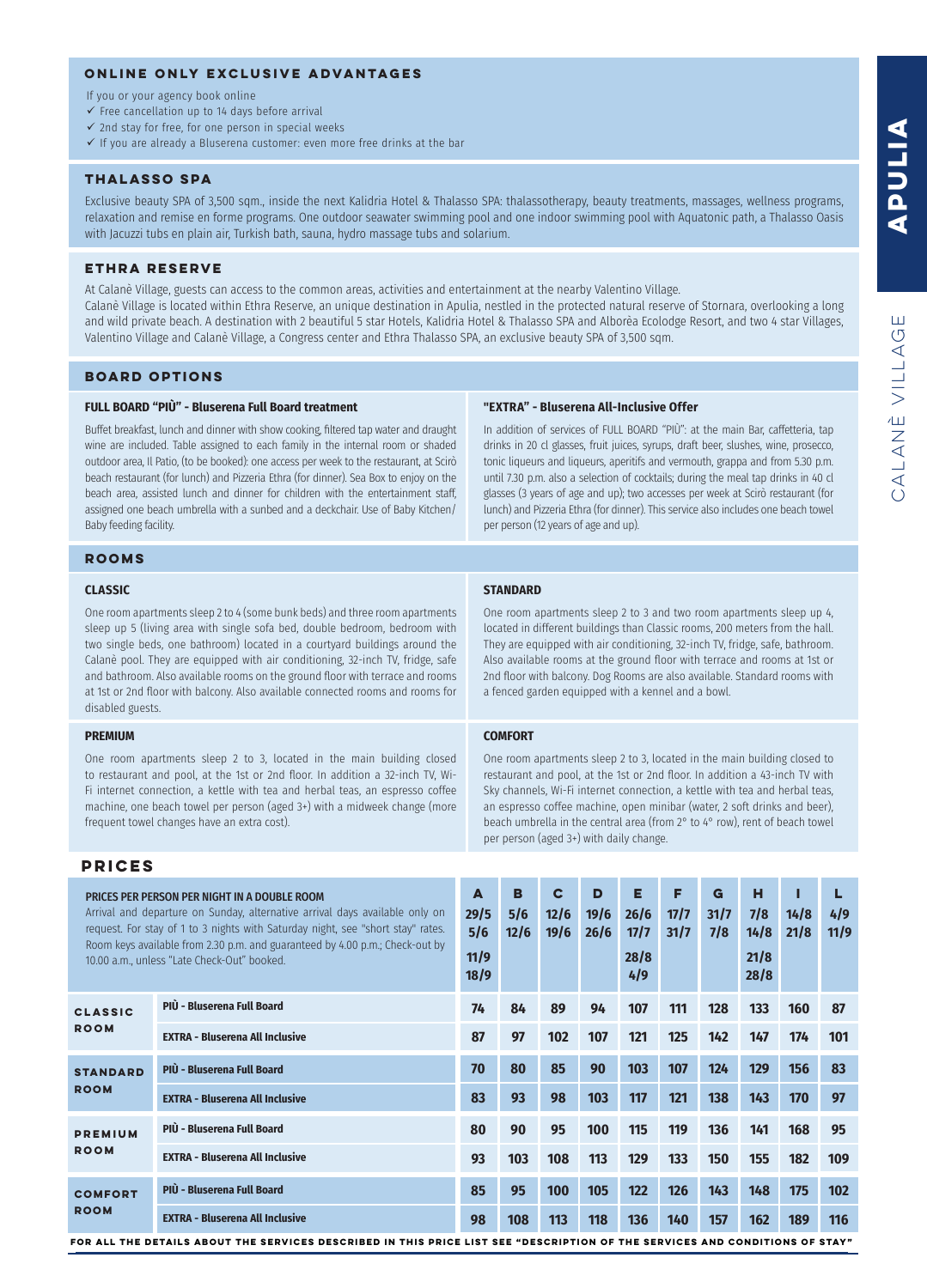## ONLINE ONLY EXCLUSIVE ADVANTAGES

If you or your agency book online
- ✓ Free cancellation up to 14 days before arrival
- ✓ 2nd stay for free, for one person in special weeks
- ✓ If you are already a Bluserena customer: even more free drinks at the bar

## THALASSO SPA

Exclusive beauty SPA of 3,500 sqm., inside the next Kalidria Hotel & Thalasso SPA: thalassotherapy, beauty treatments, massages, wellness programs, relaxation and remise en forme programs. One outdoor seawater swimming pool and one indoor swimming pool with Aquatonic path, a Thalasso Oasis with Jacuzzi tubs en plain air, Turkish bath, sauna, hydro massage tubs and solarium.

## ETHRA RESERVE

At Calanè Village, guests can access to the common areas, activities and entertainment at the nearby Valentino Village.
Calanè Village is located within Ethra Reserve, an unique destination in Apulia, nestled in the protected natural reserve of Stornara, overlooking a long and wild private beach. A destination with 2 beautiful 5 star Hotels, Kalidria Hotel & Thalasso SPA and Alborèa Ecolodge Resort, and two 4 star Villages, Valentino Village and Calanè Village, a Congress center and Ethra Thalasso SPA, an exclusive beauty SPA of 3,500 sqm.

## BOARD OPTIONS

### FULL BOARD "PIÙ" - Bluserena Full Board treatment

Buffet breakfast, lunch and dinner with show cooking, filtered tap water and draught wine are included. Table assigned to each family in the internal room or shaded outdoor area, Il Patio, (to be booked): one access per week to the restaurant, at Scirò beach restaurant (for lunch) and Pizzeria Ethra (for dinner). Sea Box to enjoy on the beach area, assisted lunch and dinner for children with the entertainment staff, assigned one beach umbrella with a sunbed and a deckchair. Use of Baby Kitchen/ Baby feeding facility.

### "EXTRA" - Bluserena All-Inclusive Offer

In addition of services of FULL BOARD "PIÙ": at the main Bar, caffetteria, tap drinks in 20 cl glasses, fruit juices, syrups, draft beer, slushes, wine, prosecco, tonic liqueurs and liqueurs, aperitifs and vermouth, grappa and from 5.30 p.m. until 7.30 p.m. also a selection of cocktails; during the meal tap drinks in 40 cl glasses (3 years of age and up); two accesses per week at Scirò restaurant (for lunch) and Pizzeria Ethra (for dinner). This service also includes one beach towel per person (12 years of age and up).

## ROOMS

### CLASSIC

One room apartments sleep 2 to 4 (some bunk beds) and three room apartments sleep up 5 (living area with single sofa bed, double bedroom, bedroom with two single beds, one bathroom) located in a courtyard buildings around the Calanè pool. They are equipped with air conditioning, 32-inch TV, fridge, safe and bathroom. Also available rooms on the ground floor with terrace and rooms at 1st or 2nd floor with balcony. Also available connected rooms and rooms for disabled guests.

### STANDARD

One room apartments sleep 2 to 3 and two room apartments sleep up 4, located in different buildings than Classic rooms, 200 meters from the hall. They are equipped with air conditioning, 32-inch TV, fridge, safe, bathroom. Also available rooms at the ground floor with terrace and rooms at 1st or 2nd floor with balcony. Dog Rooms are also available. Standard rooms with a fenced garden equipped with a kennel and a bowl.

### PREMIUM

One room apartments sleep 2 to 3, located in the main building closed to restaurant and pool, at the 1st or 2nd floor. In addition a 32-inch TV, Wi-Fi internet connection, a kettle with tea and herbal teas, an espresso coffee machine, one beach towel per person (aged 3+) with a midweek change (more frequent towel changes have an extra cost).

### COMFORT

One room apartments sleep 2 to 3, located in the main building closed to restaurant and pool, at the 1st or 2nd floor. In addition a 43-inch TV with Sky channels, Wi-Fi internet connection, a kettle with tea and herbal teas, an espresso coffee machine, open minibar (water, 2 soft drinks and beer), beach umbrella in the central area (from 2° to 4° row), rent of beach towel per person (aged 3+) with daily change.

## PRICES

| PRICES PER PERSON PER NIGHT IN A DOUBLE ROOM<br>Arrival and departure on Sunday, alternative arrival days available only on request. For stay of 1 to 3 nights with Saturday night, see "short stay" rates. Room keys available from 2.30 p.m. and guaranteed by 4.00 p.m.; Check-out by 10.00 a.m., unless "Late Check-Out" booked. | | A<br>29/5 5/6<br>11/9 18/9 | B<br>5/6 12/6 | C<br>12/6 19/6 | D<br>19/6 26/6 | E<br>26/6 17/7<br>28/8 4/9 | F<br>17/7 31/7 | G<br>31/7 7/8 | H<br>7/8 14/8<br>21/8 28/8 | I<br>14/8 21/8 | L<br>4/9 11/9 |
|---|---|---|---|---|---|---|---|---|---|---|---|
| CLASSIC ROOM | PIÙ - Bluserena Full Board | 74 | 84 | 89 | 94 | 107 | 111 | 128 | 133 | 160 | 87 |
| | EXTRA - Bluserena All Inclusive | 87 | 97 | 102 | 107 | 121 | 125 | 142 | 147 | 174 | 101 |
| STANDARD ROOM | PIÙ - Bluserena Full Board | 70 | 80 | 85 | 90 | 103 | 107 | 124 | 129 | 156 | 83 |
| | EXTRA - Bluserena All Inclusive | 83 | 93 | 98 | 103 | 117 | 121 | 138 | 143 | 170 | 97 |
| PREMIUM ROOM | PIÙ - Bluserena Full Board | 80 | 90 | 95 | 100 | 115 | 119 | 136 | 141 | 168 | 95 |
| | EXTRA - Bluserena All Inclusive | 93 | 103 | 108 | 113 | 129 | 133 | 150 | 155 | 182 | 109 |
| COMFORT ROOM | PIÙ - Bluserena Full Board | 85 | 95 | 100 | 105 | 122 | 126 | 143 | 148 | 175 | 102 |
| | EXTRA - Bluserena All Inclusive | 98 | 108 | 113 | 118 | 136 | 140 | 157 | 162 | 189 | 116 |

FOR ALL THE DETAILS ABOUT THE SERVICES DESCRIBED IN THIS PRICE LIST SEE "DESCRIPTION OF THE SERVICES AND CONDITIONS OF STAY"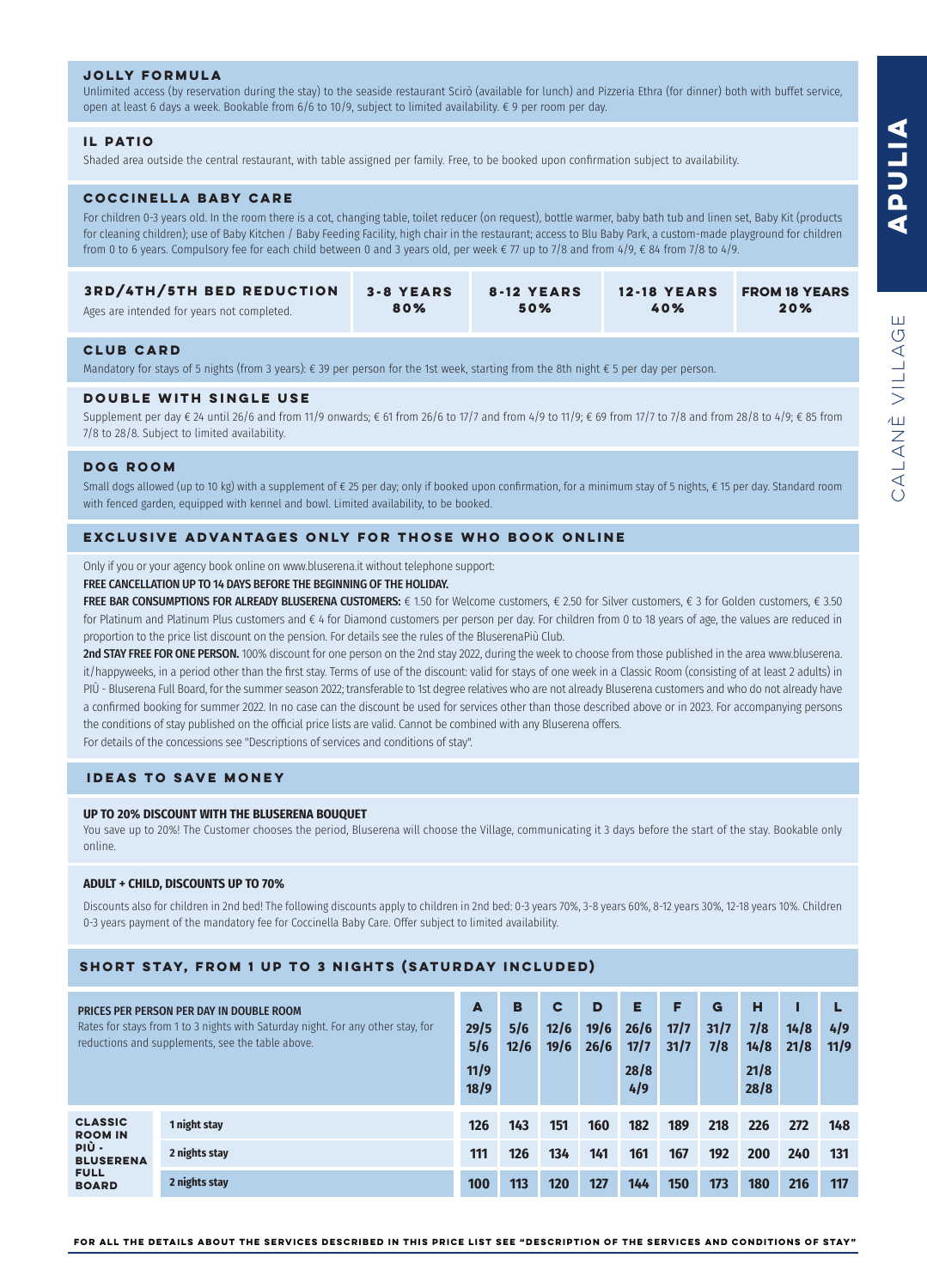## JOLLY FORMULA

Unlimited access (by reservation during the stay) to the seaside restaurant Scirò (available for lunch) and Pizzeria Ethra (for dinner) both with buffet service, open at least 6 days a week. Bookable from 6/6 to 10/9, subject to limited availability. € 9 per room per day.

## IL PATIO

Shaded area outside the central restaurant, with table assigned per family. Free, to be booked upon confirmation subject to availability.

## COCCINELLA BABY CARE

For children 0-3 years old. In the room there is a cot, changing table, toilet reducer (on request), bottle warmer, baby bath tub and linen set, Baby Kit (products for cleaning children); use of Baby Kitchen / Baby Feeding Facility, high chair in the restaurant; access to Blu Baby Park, a custom-made playground for children from 0 to 6 years. Compulsory fee for each child between 0 and 3 years old, per week € 77 up to 7/8 and from 4/9, € 84 from 7/8 to 4/9.

| 3RD/4TH/5TH BED REDUCTION | 3-8 YEARS | 8-12 YEARS | 12-18 YEARS | FROM 18 YEARS |
|---|---|---|---|---|
| Ages are intended for years not completed. | 80% | 50% | 40% | 20% |

## CLUB CARD

Mandatory for stays of 5 nights (from 3 years): € 39 per person for the 1st week, starting from the 8th night € 5 per day per person.

## DOUBLE WITH SINGLE USE

Supplement per day € 24 until 26/6 and from 11/9 onwards; € 61 from 26/6 to 17/7 and from 4/9 to 11/9; € 69 from 17/7 to 7/8 and from 28/8 to 4/9; € 85 from 7/8 to 28/8. Subject to limited availability.

## DOG ROOM

Small dogs allowed (up to 10 kg) with a supplement of € 25 per day; only if booked upon confirmation, for a minimum stay of 5 nights, € 15 per day. Standard room with fenced garden, equipped with kennel and bowl. Limited availability, to be booked.

## EXCLUSIVE ADVANTAGES ONLY FOR THOSE WHO BOOK ONLINE

Only if you or your agency book online on www.bluserena.it without telephone support:

**FREE CANCELLATION UP TO 14 DAYS BEFORE THE BEGINNING OF THE HOLIDAY.**

**FREE BAR CONSUMPTIONS FOR ALREADY BLUSERENA CUSTOMERS:** € 1.50 for Welcome customers, € 2.50 for Silver customers, € 3 for Golden customers, € 3.50 for Platinum and Platinum Plus customers and € 4 for Diamond customers per person per day. For children from 0 to 18 years of age, the values are reduced in proportion to the price list discount on the pension. For details see the rules of the BluserenaPiù Club.

**2nd STAY FREE FOR ONE PERSON.** 100% discount for one person on the 2nd stay 2022, during the week to choose from those published in the area www.bluserena.it/happyweeks, in a period other than the first stay. Terms of use of the discount: valid for stays of one week in a Classic Room (consisting of at least 2 adults) in PIÙ - Bluserena Full Board, for the summer season 2022; transferable to 1st degree relatives who are not already Bluserena customers and who do not already have a confirmed booking for summer 2022. In no case can the discount be used for services other than those described above or in 2023. For accompanying persons the conditions of stay published on the official price lists are valid. Cannot be combined with any Bluserena offers.

For details of the concessions see "Descriptions of services and conditions of stay".

## IDEAS TO SAVE MONEY

**UP TO 20% DISCOUNT WITH THE BLUSERENA BOUQUET**

You save up to 20%! The Customer chooses the period, Bluserena will choose the Village, communicating it 3 days before the start of the stay. Bookable only online.

**ADULT + CHILD, DISCOUNTS UP TO 70%**

Discounts also for children in 2nd bed! The following discounts apply to children in 2nd bed: 0-3 years 70%, 3-8 years 60%, 8-12 years 30%, 12-18 years 10%. Children 0-3 years payment of the mandatory fee for Coccinella Baby Care. Offer subject to limited availability.

## SHORT STAY, FROM 1 UP TO 3 NIGHTS (SATURDAY INCLUDED)

| **PRICES PER PERSON PER DAY IN DOUBLE ROOM** Rates for stays from 1 to 3 nights with Saturday night. For any other stay, for reductions and supplements, see the table above. | | A 29/5 5/6 11/9 18/9 | B 5/6 12/6 | C 12/6 19/6 | D 19/6 26/6 | E 26/6 17/7 28/8 4/9 | F 17/7 31/7 | G 31/7 7/8 | H 7/8 14/8 21/8 28/8 | I 14/8 21/8 | L 4/9 11/9 |
|---|---|---|---|---|---|---|---|---|---|---|---|
| CLASSIC ROOM IN PIÙ - BLUSERENA FULL BOARD | 1 night stay | 126 | 143 | 151 | 160 | 182 | 189 | 218 | 226 | 272 | 148 |
| | 2 nights stay | 111 | 126 | 134 | 141 | 161 | 167 | 192 | 200 | 240 | 131 |
| | 2 nights stay | 100 | 113 | 120 | 127 | 144 | 150 | 173 | 180 | 216 | 117 |

**FOR ALL THE DETAILS ABOUT THE SERVICES DESCRIBED IN THIS PRICE LIST SEE "DESCRIPTION OF THE SERVICES AND CONDITIONS OF STAY"**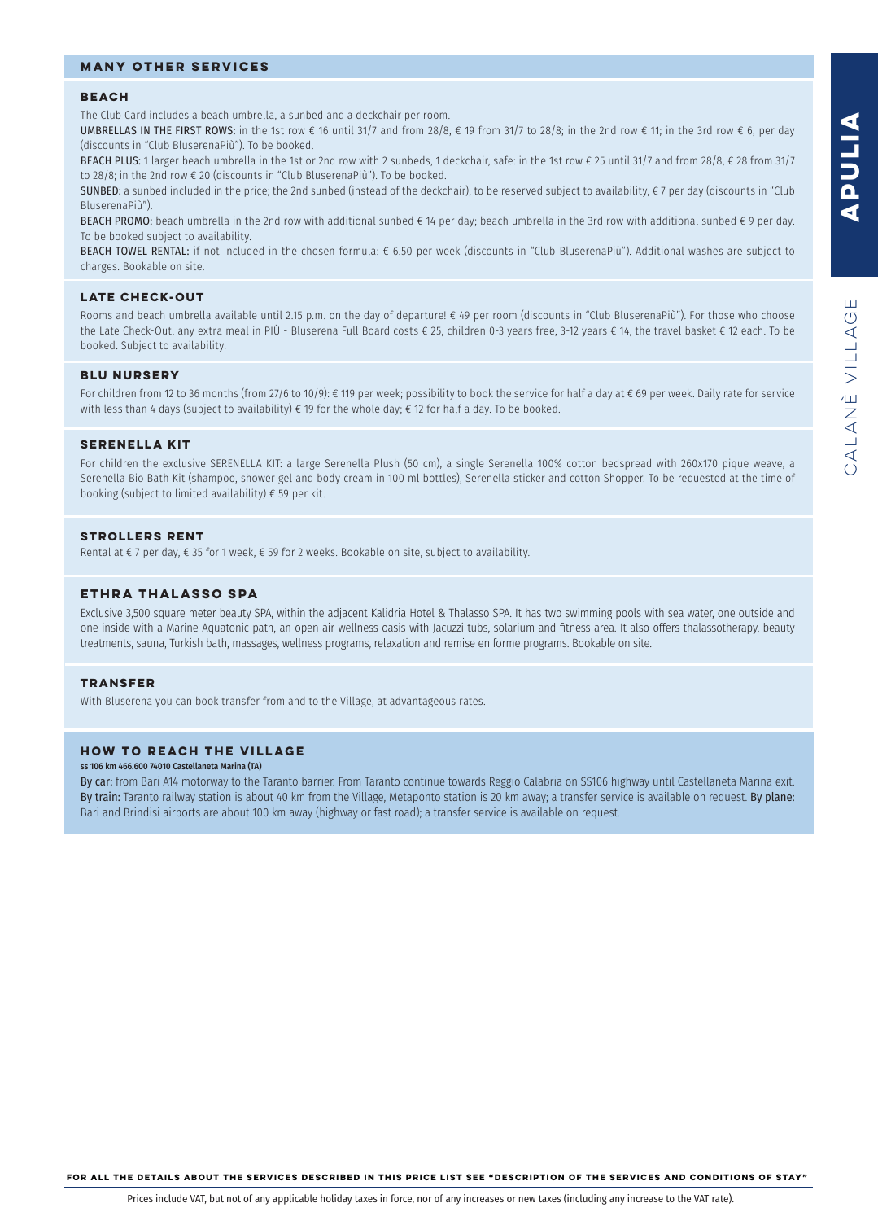## MANY OTHER SERVICES

### BEACH

The Club Card includes a beach umbrella, a sunbed and a deckchair per room.

UMBRELLAS IN THE FIRST ROWS: in the 1st row € 16 until 31/7 and from 28/8, € 19 from 31/7 to 28/8; in the 2nd row € 11; in the 3rd row € 6, per day (discounts in "Club BluserenaPiù"). To be booked.

BEACH PLUS: 1 larger beach umbrella in the 1st or 2nd row with 2 sunbeds, 1 deckchair, safe: in the 1st row € 25 until 31/7 and from 28/8, € 28 from 31/7 to 28/8; in the 2nd row € 20 (discounts in "Club BluserenaPiù"). To be booked.

SUNBED: a sunbed included in the price; the 2nd sunbed (instead of the deckchair), to be reserved subject to availability, € 7 per day (discounts in "Club BluserenaPiù").

BEACH PROMO: beach umbrella in the 2nd row with additional sunbed € 14 per day; beach umbrella in the 3rd row with additional sunbed € 9 per day. To be booked subject to availability.

BEACH TOWEL RENTAL: if not included in the chosen formula: € 6.50 per week (discounts in "Club BluserenaPiù"). Additional washes are subject to charges. Bookable on site.

### LATE CHECK-OUT

Rooms and beach umbrella available until 2.15 p.m. on the day of departure! € 49 per room (discounts in "Club BluserenaPiù"). For those who choose the Late Check-Out, any extra meal in PIÙ - Bluserena Full Board costs € 25, children 0-3 years free, 3-12 years € 14, the travel basket € 12 each. To be booked. Subject to availability.

### BLU NURSERY

For children from 12 to 36 months (from 27/6 to 10/9): € 119 per week; possibility to book the service for half a day at € 69 per week. Daily rate for service with less than 4 days (subject to availability) € 19 for the whole day; € 12 for half a day. To be booked.

### SERENELLA KIT

For children the exclusive SERENELLA KIT: a large Serenella Plush (50 cm), a single Serenella 100% cotton bedspread with 260x170 pique weave, a Serenella Bio Bath Kit (shampoo, shower gel and body cream in 100 ml bottles), Serenella sticker and cotton Shopper. To be requested at the time of booking (subject to limited availability) € 59 per kit.

### STROLLERS RENT

Rental at € 7 per day, € 35 for 1 week, € 59 for 2 weeks. Bookable on site, subject to availability.

### ETHRA THALASSO SPA

Exclusive 3,500 square meter beauty SPA, within the adjacent Kalidria Hotel & Thalasso SPA. It has two swimming pools with sea water, one outside and one inside with a Marine Aquatonic path, an open air wellness oasis with Jacuzzi tubs, solarium and fitness area. It also offers thalassotherapy, beauty treatments, sauna, Turkish bath, massages, wellness programs, relaxation and remise en forme programs. Bookable on site.

### TRANSFER

With Bluserena you can book transfer from and to the Village, at advantageous rates.

## HOW TO REACH THE VILLAGE

ss 106 km 466.600 74010 Castellaneta Marina (TA)

By car: from Bari A14 motorway to the Taranto barrier. From Taranto continue towards Reggio Calabria on SS106 highway until Castellaneta Marina exit. By train: Taranto railway station is about 40 km from the Village, Metaponto station is 20 km away; a transfer service is available on request. By plane: Bari and Brindisi airports are about 100 km away (highway or fast road); a transfer service is available on request.

FOR ALL THE DETAILS ABOUT THE SERVICES DESCRIBED IN THIS PRICE LIST SEE "DESCRIPTION OF THE SERVICES AND CONDITIONS OF STAY"

Prices include VAT, but not of any applicable holiday taxes in force, nor of any increases or new taxes (including any increase to the VAT rate).